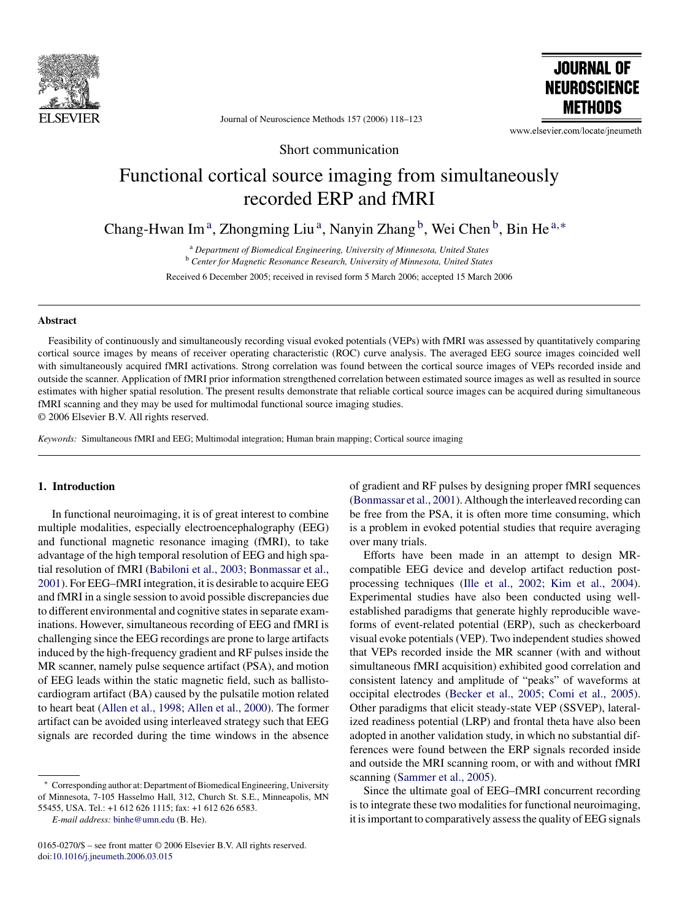Short communication

# Functional cortical source imaging from simultaneously recorded ERP and fMRI

Chang-Hwan Im [a], Zhongming Liu [a], Nanyin Zhang [b], Wei Chen [b], Bin He [a,*]

[a] *Department of Biomedical Engineering, University of Minnesota, United States*
[b] *Center for Magnetic Resonance Research, University of Minnesota, United States*

Received 6 December 2005; received in revised form 5 March 2006; accepted 15 March 2006

## Abstract

Feasibility of continuously and simultaneously recording visual evoked potentials (VEPs) with fMRI was assessed by quantitatively comparing cortical source images by means of receiver operating characteristic (ROC) curve analysis. The averaged EEG source images coincided well with simultaneously acquired fMRI activations. Strong correlation was found between the cortical source images of VEPs recorded inside and outside the scanner. Application of fMRI prior information strengthened correlation between estimated source images as well as resulted in source estimates with higher spatial resolution. The present results demonstrate that reliable cortical source images can be acquired during simultaneous fMRI scanning and they may be used for multimodal functional source imaging studies.
© 2006 Elsevier B.V. All rights reserved.

*Keywords:* Simultaneous fMRI and EEG; Multimodal integration; Human brain mapping; Cortical source imaging

## 1. Introduction

In functional neuroimaging, it is of great interest to combine multiple modalities, especially electroencephalography (EEG) and functional magnetic resonance imaging (fMRI), to take advantage of the high temporal resolution of EEG and high spatial resolution of fMRI (Babiloni et al., 2003; Bonmassar et al., 2001). For EEG–fMRI integration, it is desirable to acquire EEG and fMRI in a single session to avoid possible discrepancies due to different environmental and cognitive states in separate examinations. However, simultaneous recording of EEG and fMRI is challenging since the EEG recordings are prone to large artifacts induced by the high-frequency gradient and RF pulses inside the MR scanner, namely pulse sequence artifact (PSA), and motion of EEG leads within the static magnetic field, such as ballistocardiogram artifact (BA) caused by the pulsatile motion related to heart beat (Allen et al., 1998; Allen et al., 2000). The former artifact can be avoided using interleaved strategy such that EEG signals are recorded during the time windows in the absence of gradient and RF pulses by designing proper fMRI sequences (Bonmassar et al., 2001). Although the interleaved recording can be free from the PSA, it is often more time consuming, which is a problem in evoked potential studies that require averaging over many trials.

Efforts have been made in an attempt to design MR-compatible EEG device and develop artifact reduction post-processing techniques (Ille et al., 2002; Kim et al., 2004). Experimental studies have also been conducted using well-established paradigms that generate highly reproducible waveforms of event-related potential (ERP), such as checkerboard visual evoke potentials (VEP). Two independent studies showed that VEPs recorded inside the MR scanner (with and without simultaneous fMRI acquisition) exhibited good correlation and consistent latency and amplitude of "peaks" of waveforms at occipital electrodes (Becker et al., 2005; Comi et al., 2005). Other paradigms that elicit steady-state VEP (SSVEP), lateralized readiness potential (LRP) and frontal theta have also been adopted in another validation study, in which no substantial differences were found between the ERP signals recorded inside and outside the MRI scanning room, or with and without fMRI scanning (Sammer et al., 2005).

Since the ultimate goal of EEG–fMRI concurrent recording is to integrate these two modalities for functional neuroimaging, it is important to comparatively assess the quality of EEG signals

---

* Corresponding author at: Department of Biomedical Engineering, University of Minnesota, 7-105 Hasselmo Hall, 312, Church St. S.E., Minneapolis, MN 55455, USA. Tel.: +1 612 626 1115; fax: +1 612 626 6583.
*E-mail address:* binhe@umn.edu (B. He).

0165-0270/$ – see front matter © 2006 Elsevier B.V. All rights reserved.
doi:10.1016/j.jneumeth.2006.03.015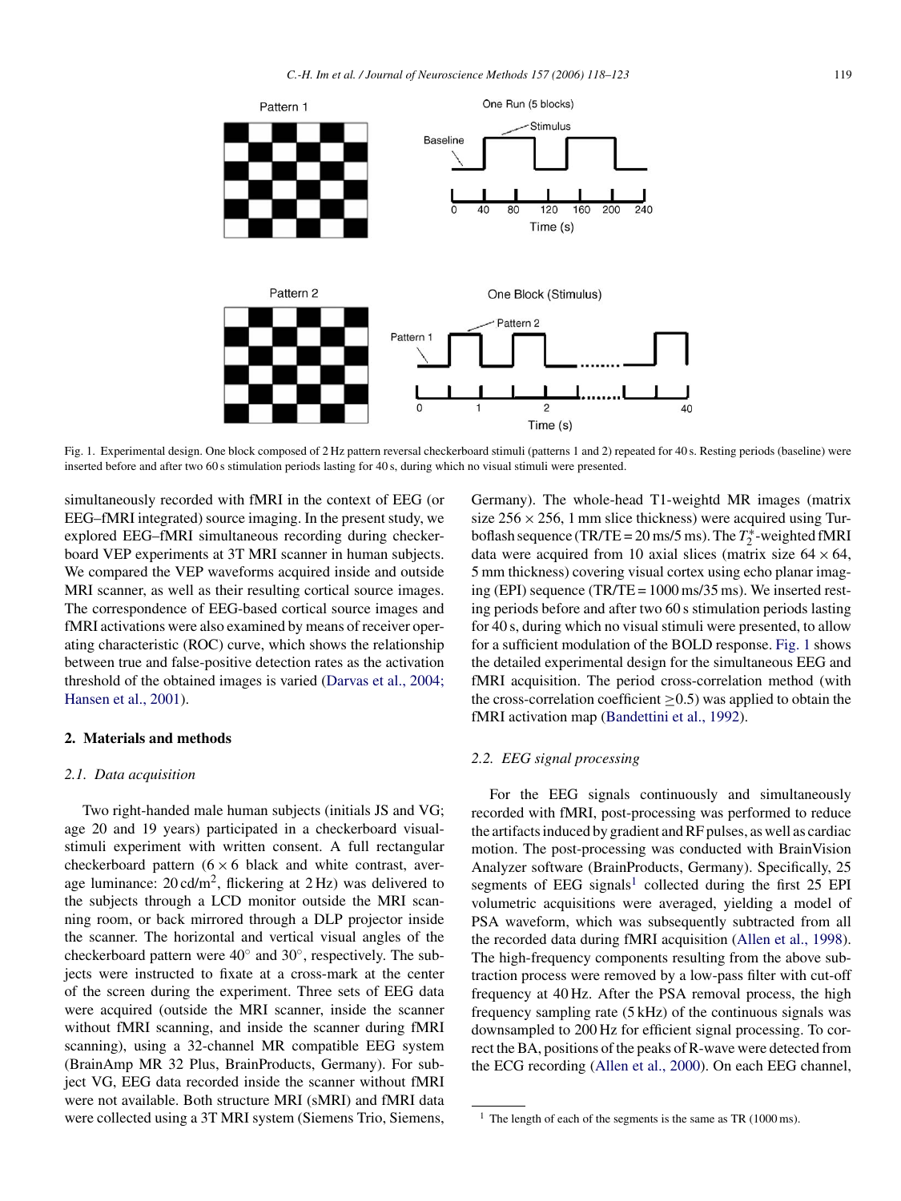Fig. 1. Experimental design. One block composed of 2 Hz pattern reversal checkerboard stimuli (patterns 1 and 2) repeated for 40 s. Resting periods (baseline) were inserted before and after two 60 s stimulation periods lasting for 40 s, during which no visual stimuli were presented.

simultaneously recorded with fMRI in the context of EEG (or EEG–fMRI integrated) source imaging. In the present study, we explored EEG–fMRI simultaneous recording during checkerboard VEP experiments at 3T MRI scanner in human subjects. We compared the VEP waveforms acquired inside and outside MRI scanner, as well as their resulting cortical source images. The correspondence of EEG-based cortical source images and fMRI activations were also examined by means of receiver operating characteristic (ROC) curve, which shows the relationship between true and false-positive detection rates as the activation threshold of the obtained images is varied (Darvas et al., 2004; Hansen et al., 2001).

## 2. Materials and methods

### 2.1. Data acquisition

Two right-handed male human subjects (initials JS and VG; age 20 and 19 years) participated in a checkerboard visual-stimuli experiment with written consent. A full rectangular checkerboard pattern (6 × 6 black and white contrast, average luminance: 20 cd/m$^2$, flickering at 2 Hz) was delivered to the subjects through a LCD monitor outside the MRI scanning room, or back mirrored through a DLP projector inside the scanner. The horizontal and vertical visual angles of the checkerboard pattern were 40° and 30°, respectively. The subjects were instructed to fixate at a cross-mark at the center of the screen during the experiment. Three sets of EEG data were acquired (outside the MRI scanner, inside the scanner without fMRI scanning, and inside the scanner during fMRI scanning), using a 32-channel MR compatible EEG system (BrainAmp MR 32 Plus, BrainProducts, Germany). For subject VG, EEG data recorded inside the scanner without fMRI were not available. Both structure MRI (sMRI) and fMRI data were collected using a 3T MRI system (Siemens Trio, Siemens, Germany). The whole-head T1-weightd MR images (matrix size 256 × 256, 1 mm slice thickness) were acquired using Turboflash sequence (TR/TE = 20 ms/5 ms). The $T_2^*$-weighted fMRI data were acquired from 10 axial slices (matrix size 64 × 64, 5 mm thickness) covering visual cortex using echo planar imaging (EPI) sequence (TR/TE = 1000 ms/35 ms). We inserted resting periods before and after two 60 s stimulation periods lasting for 40 s, during which no visual stimuli were presented, to allow for a sufficient modulation of the BOLD response. Fig. 1 shows the detailed experimental design for the simultaneous EEG and fMRI acquisition. The period cross-correlation method (with the cross-correlation coefficient ≥0.5) was applied to obtain the fMRI activation map (Bandettini et al., 1992).

### 2.2. EEG signal processing

For the EEG signals continuously and simultaneously recorded with fMRI, post-processing was performed to reduce the artifacts induced by gradient and RF pulses, as well as cardiac motion. The post-processing was conducted with BrainVision Analyzer software (BrainProducts, Germany). Specifically, 25 segments of EEG signals[1] collected during the first 25 EPI volumetric acquisitions were averaged, yielding a model of PSA waveform, which was subsequently subtracted from all the recorded data during fMRI acquisition (Allen et al., 1998). The high-frequency components resulting from the above subtraction process were removed by a low-pass filter with cut-off frequency at 40 Hz. After the PSA removal process, the high frequency sampling rate (5 kHz) of the continuous signals was downsampled to 200 Hz for efficient signal processing. To correct the BA, positions of the peaks of R-wave were detected from the ECG recording (Allen et al., 2000). On each EEG channel,

[1] The length of each of the segments is the same as TR (1000 ms).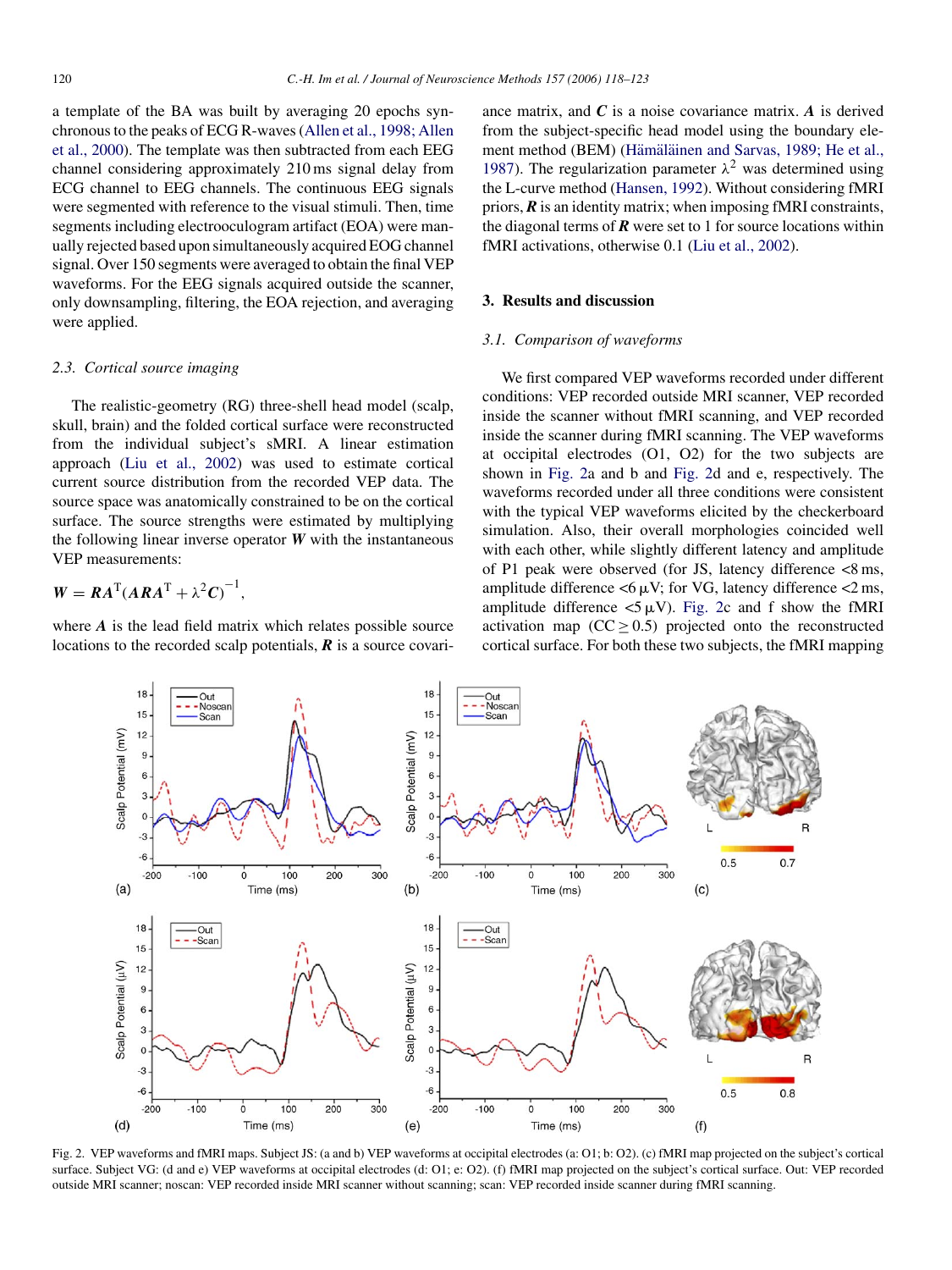a template of the BA was built by averaging 20 epochs synchronous to the peaks of ECG R-waves (Allen et al., 1998; Allen et al., 2000). The template was then subtracted from each EEG channel considering approximately 210 ms signal delay from ECG channel to EEG channels. The continuous EEG signals were segmented with reference to the visual stimuli. Then, time segments including electrooculogram artifact (EOA) were manually rejected based upon simultaneously acquired EOG channel signal. Over 150 segments were averaged to obtain the final VEP waveforms. For the EEG signals acquired outside the scanner, only downsampling, filtering, the EOA rejection, and averaging were applied.

### 2.3. Cortical source imaging

The realistic-geometry (RG) three-shell head model (scalp, skull, brain) and the folded cortical surface were reconstructed from the individual subject's sMRI. A linear estimation approach (Liu et al., 2002) was used to estimate cortical current source distribution from the recorded VEP data. The source space was anatomically constrained to be on the cortical surface. The source strengths were estimated by multiplying the following linear inverse operator $\boldsymbol{W}$ with the instantaneous VEP measurements:

$$\boldsymbol{W} = \boldsymbol{R}\boldsymbol{A}^{\mathrm{T}}(\boldsymbol{A}\boldsymbol{R}\boldsymbol{A}^{\mathrm{T}} + \lambda^2\boldsymbol{C})^{-1},$$

where $\boldsymbol{A}$ is the lead field matrix which relates possible source locations to the recorded scalp potentials, $\boldsymbol{R}$ is a source covariance matrix, and $\boldsymbol{C}$ is a noise covariance matrix. $\boldsymbol{A}$ is derived from the subject-specific head model using the boundary element method (BEM) (Hämäläinen and Sarvas, 1989; He et al., 1987). The regularization parameter $\lambda^2$ was determined using the L-curve method (Hansen, 1992). Without considering fMRI priors, $\boldsymbol{R}$ is an identity matrix; when imposing fMRI constraints, the diagonal terms of $\boldsymbol{R}$ were set to 1 for source locations within fMRI activations, otherwise 0.1 (Liu et al., 2002).

## 3. Results and discussion

### 3.1. Comparison of waveforms

We first compared VEP waveforms recorded under different conditions: VEP recorded outside MRI scanner, VEP recorded inside the scanner without fMRI scanning, and VEP recorded inside the scanner during fMRI scanning. The VEP waveforms at occipital electrodes (O1, O2) for the two subjects are shown in Fig. 2a and b and Fig. 2d and e, respectively. The waveforms recorded under all three conditions were consistent with the typical VEP waveforms elicited by the checkerboard simulation. Also, their overall morphologies coincided well with each other, while slightly different latency and amplitude of P1 peak were observed (for JS, latency difference <8 ms, amplitude difference <6 μV; for VG, latency difference <2 ms, amplitude difference <5 μV). Fig. 2c and f show the fMRI activation map ($\mathrm{CC} \geq 0.5$) projected onto the reconstructed cortical surface. For both these two subjects, the fMRI mapping

Fig. 2. VEP waveforms and fMRI maps. Subject JS: (a and b) VEP waveforms at occipital electrodes (a: O1; b: O2). (c) fMRI map projected on the subject's cortical surface. Subject VG: (d and e) VEP waveforms at occipital electrodes (d: O1; e: O2). (f) fMRI map projected on the subject's cortical surface. Out: VEP recorded outside MRI scanner; noscan: VEP recorded inside MRI scanner without scanning; scan: VEP recorded inside scanner during fMRI scanning.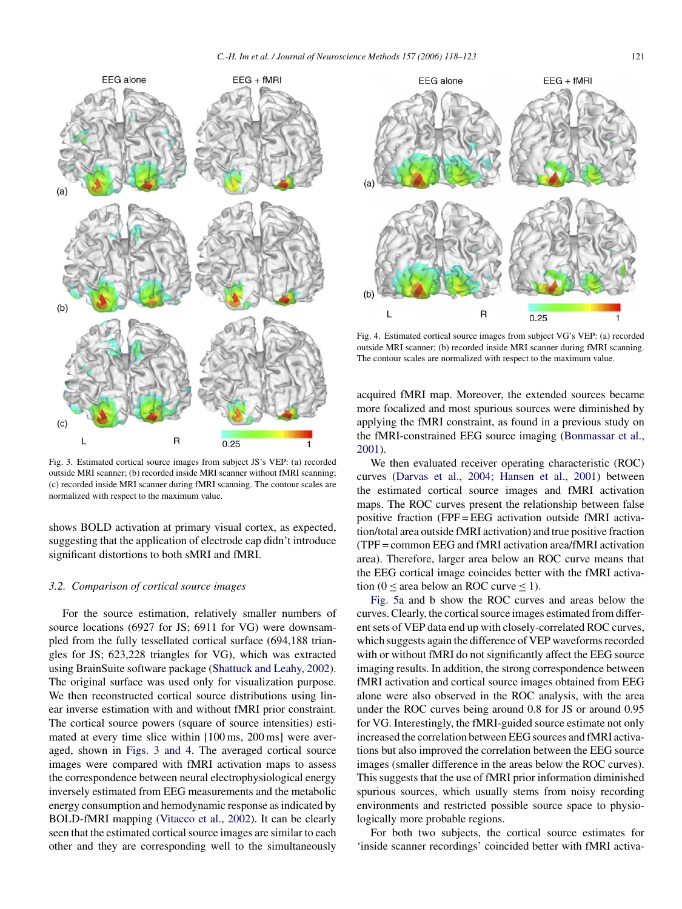Fig. 3. Estimated cortical source images from subject JS's VEP: (a) recorded outside MRI scanner; (b) recorded inside MRI scanner without fMRI scanning; (c) recorded inside MRI scanner during fMRI scanning. The contour scales are normalized with respect to the maximum value.

Fig. 4. Estimated cortical source images from subject VG's VEP: (a) recorded outside MRI scanner; (b) recorded inside MRI scanner during fMRI scanning. The contour scales are normalized with respect to the maximum value.

shows BOLD activation at primary visual cortex, as expected, suggesting that the application of electrode cap didn't introduce significant distortions to both sMRI and fMRI.

### 3.2. Comparison of cortical source images

For the source estimation, relatively smaller numbers of source locations (6927 for JS; 6911 for VG) were downsampled from the fully tessellated cortical surface (694,188 triangles for JS; 623,228 triangles for VG), which was extracted using BrainSuite software package (Shattuck and Leahy, 2002). The original surface was used only for visualization purpose. We then reconstructed cortical source distributions using linear inverse estimation with and without fMRI prior constraint. The cortical source powers (square of source intensities) estimated at every time slice within [100 ms, 200 ms] were averaged, shown in Figs. 3 and 4. The averaged cortical source images were compared with fMRI activation maps to assess the correspondence between neural electrophysiological energy inversely estimated from EEG measurements and the metabolic energy consumption and hemodynamic response as indicated by BOLD-fMRI mapping (Vitacco et al., 2002). It can be clearly seen that the estimated cortical source images are similar to each other and they are corresponding well to the simultaneously acquired fMRI map. Moreover, the extended sources became more focalized and most spurious sources were diminished by applying the fMRI constraint, as found in a previous study on the fMRI-constrained EEG source imaging (Bonmassar et al., 2001).

We then evaluated receiver operating characteristic (ROC) curves (Darvas et al., 2004; Hansen et al., 2001) between the estimated cortical source images and fMRI activation maps. The ROC curves present the relationship between false positive fraction (FPF = EEG activation outside fMRI activation/total area outside fMRI activation) and true positive fraction (TPF = common EEG and fMRI activation area/fMRI activation area). Therefore, larger area below an ROC curve means that the EEG cortical image coincides better with the fMRI activation ($0 \leq$ area below an ROC curve $\leq 1$).

Fig. 5a and b show the ROC curves and areas below the curves. Clearly, the cortical source images estimated from different sets of VEP data end up with closely-correlated ROC curves, which suggests again the difference of VEP waveforms recorded with or without fMRI do not significantly affect the EEG source imaging results. In addition, the strong correspondence between fMRI activation and cortical source images obtained from EEG alone were also observed in the ROC analysis, with the area under the ROC curves being around 0.8 for JS or around 0.95 for VG. Interestingly, the fMRI-guided source estimate not only increased the correlation between EEG sources and fMRI activations but also improved the correlation between the EEG source images (smaller difference in the areas below the ROC curves). This suggests that the use of fMRI prior information diminished spurious sources, which usually stems from noisy recording environments and restricted possible source space to physiologically more probable regions.

For both two subjects, the cortical source estimates for 'inside scanner recordings' coincided better with fMRI activa-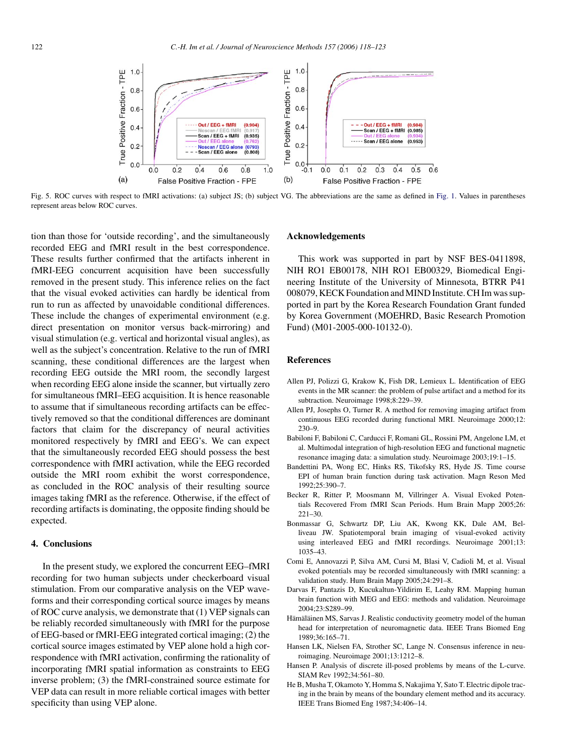True Positive Fraction - TPE

1.0
0.8
0.6
0.4
0.2
0.0

0.0 0.2 0.4 0.6 0.8 1.0

(a) False Positive Fraction - FPE

Out / EEG + fMRI (0.904)
Noscan / EEG fMRI (0.917)
Scan / EEG + fMRI (0.935)
Out / EEG alone (0.762)
Noscan / EEG alone (0793)
Scan / EEG alone (0.808)

True Positive Fraction - TPE

1.0
0.8
0.6
0.4
0.2
0.0

-0.1 0.0 0.1 0.2 0.3 0.4 0.5 0.6

(b) False Positive Fraction - FPE

Out / EEG + fMRI (0.984)
Scan / EEG + fMRI (0.985)
Out / EEG alone (0.934)
Scan / EEG alone (0.953)

Fig. 5. ROC curves with respect to fMRI activations: (a) subject JS; (b) subject VG. The abbreviations are the same as defined in Fig. 1. Values in parentheses represent areas below ROC curves.

tion than those for 'outside recording', and the simultaneously recorded EEG and fMRI result in the best correspondence. These results further confirmed that the artifacts inherent in fMRI-EEG concurrent acquisition have been successfully removed in the present study. This inference relies on the fact that the visual evoked activities can hardly be identical from run to run as affected by unavoidable conditional differences. These include the changes of experimental environment (e.g. direct presentation on monitor versus back-mirroring) and visual stimulation (e.g. vertical and horizontal visual angles), as well as the subject's concentration. Relative to the run of fMRI scanning, these conditional differences are the largest when recording EEG outside the MRI room, the secondly largest when recording EEG alone inside the scanner, but virtually zero for simultaneous fMRI–EEG acquisition. It is hence reasonable to assume that if simultaneous recording artifacts can be effectively removed so that the conditional differences are dominant factors that claim for the discrepancy of neural activities monitored respectively by fMRI and EEG's. We can expect that the simultaneously recorded EEG should possess the best correspondence with fMRI activation, while the EEG recorded outside the MRI room exhibit the worst correspondence, as concluded in the ROC analysis of their resulting source images taking fMRI as the reference. Otherwise, if the effect of recording artifacts is dominating, the opposite finding should be expected.

## 4. Conclusions

In the present study, we explored the concurrent EEG–fMRI recording for two human subjects under checkerboard visual stimulation. From our comparative analysis on the VEP waveforms and their corresponding cortical source images by means of ROC curve analysis, we demonstrate that (1) VEP signals can be reliably recorded simultaneously with fMRI for the purpose of EEG-based or fMRI-EEG integrated cortical imaging; (2) the cortical source images estimated by VEP alone hold a high correspondence with fMRI activation, confirming the rationality of incorporating fMRI spatial information as constraints to EEG inverse problem; (3) the fMRI-constrained source estimate for VEP data can result in more reliable cortical images with better specificity than using VEP alone.

## Acknowledgements

This work was supported in part by NSF BES-0411898, NIH RO1 EB00178, NIH RO1 EB00329, Biomedical Engineering Institute of the University of Minnesota, BTRR P41 008079, KECK Foundation and MIND Institute. CH Im was supported in part by the Korea Research Foundation Grant funded by Korea Government (MOEHRD, Basic Research Promotion Fund) (M01-2005-000-10132-0).

## References

Allen PJ, Polizzi G, Krakow K, Fish DR, Lemieux L. Identification of EEG events in the MR scanner: the problem of pulse artifact and a method for its subtraction. Neuroimage 1998;8:229–39.

Allen PJ, Josephs O, Turner R. A method for removing imaging artifact from continuous EEG recorded during functional MRI. Neuroimage 2000;12: 230–9.

Babiloni F, Babiloni C, Carducci F, Romani GL, Rossini PM, Angelone LM, et al. Multimodal integration of high-resolution EEG and functional magnetic resonance imaging data: a simulation study. Neuroimage 2003;19:1–15.

Bandettini PA, Wong EC, Hinks RS, Tikofsky RS, Hyde JS. Time course EPI of human brain function during task activation. Magn Reson Med 1992;25:390–7.

Becker R, Ritter P, Moosmann M, Villringer A. Visual Evoked Potentials Recovered From fMRI Scan Periods. Hum Brain Mapp 2005;26: 221–30.

Bonmassar G, Schwartz DP, Liu AK, Kwong KK, Dale AM, Belliveau JW. Spatiotemporal brain imaging of visual-evoked activity using interleaved EEG and fMRI recordings. Neuroimage 2001;13: 1035–43.

Comi E, Annovazzi P, Silva AM, Cursi M, Blasi V, Cadioli M, et al. Visual evoked potentials may be recorded simultaneously with fMRI scanning: a validation study. Hum Brain Mapp 2005;24:291–8.

Darvas F, Pantazis D, Kucukaltun-Yildirim E, Leahy RM. Mapping human brain function with MEG and EEG: methods and validation. Neuroimage 2004;23:S289–99.

Hämäläinen MS, Sarvas J. Realistic conductivity geometry model of the human head for interpretation of neuromagnetic data. IEEE Trans Biomed Eng 1989;36:165–71.

Hansen LK, Nielsen FA, Strother SC, Lange N. Consensus inference in neuroimaging. Neuroimage 2001;13:1212–8.

Hansen P. Analysis of discrete ill-posed problems by means of the L-curve. SIAM Rev 1992;34:561–80.

He B, Musha T, Okamoto Y, Homma S, Nakajima Y, Sato T. Electric dipole tracing in the brain by means of the boundary element method and its accuracy. IEEE Trans Biomed Eng 1987;34:406–14.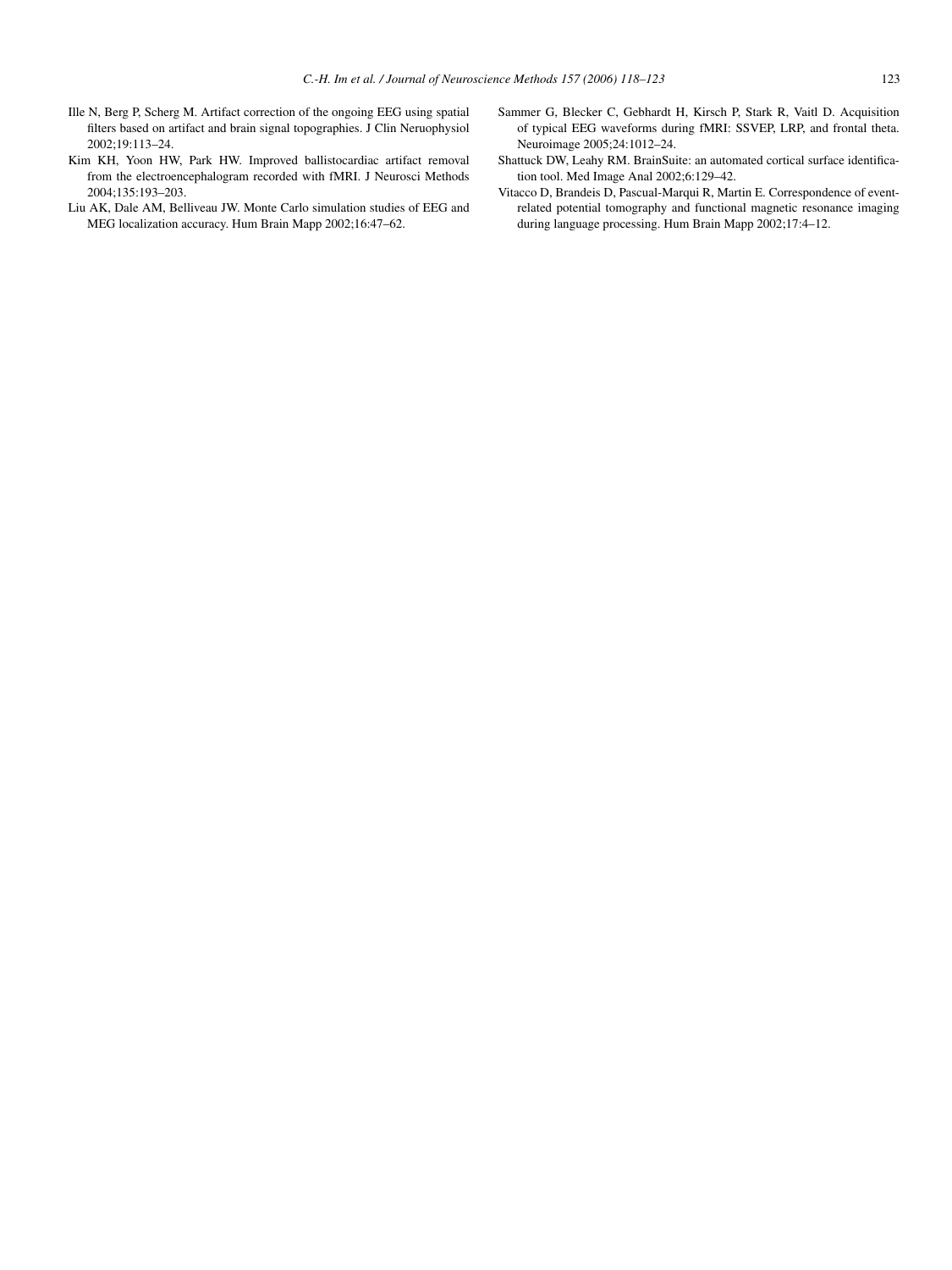Ille N, Berg P, Scherg M. Artifact correction of the ongoing EEG using spatial filters based on artifact and brain signal topographies. J Clin Neruophysiol 2002;19:113–24.

Kim KH, Yoon HW, Park HW. Improved ballistocardiac artifact removal from the electroencephalogram recorded with fMRI. J Neurosci Methods 2004;135:193–203.

Liu AK, Dale AM, Belliveau JW. Monte Carlo simulation studies of EEG and MEG localization accuracy. Hum Brain Mapp 2002;16:47–62.

Sammer G, Blecker C, Gebhardt H, Kirsch P, Stark R, Vaitl D. Acquisition of typical EEG waveforms during fMRI: SSVEP, LRP, and frontal theta. Neuroimage 2005;24:1012–24.

Shattuck DW, Leahy RM. BrainSuite: an automated cortical surface identification tool. Med Image Anal 2002;6:129–42.

Vitacco D, Brandeis D, Pascual-Marqui R, Martin E. Correspondence of event-related potential tomography and functional magnetic resonance imaging during language processing. Hum Brain Mapp 2002;17:4–12.